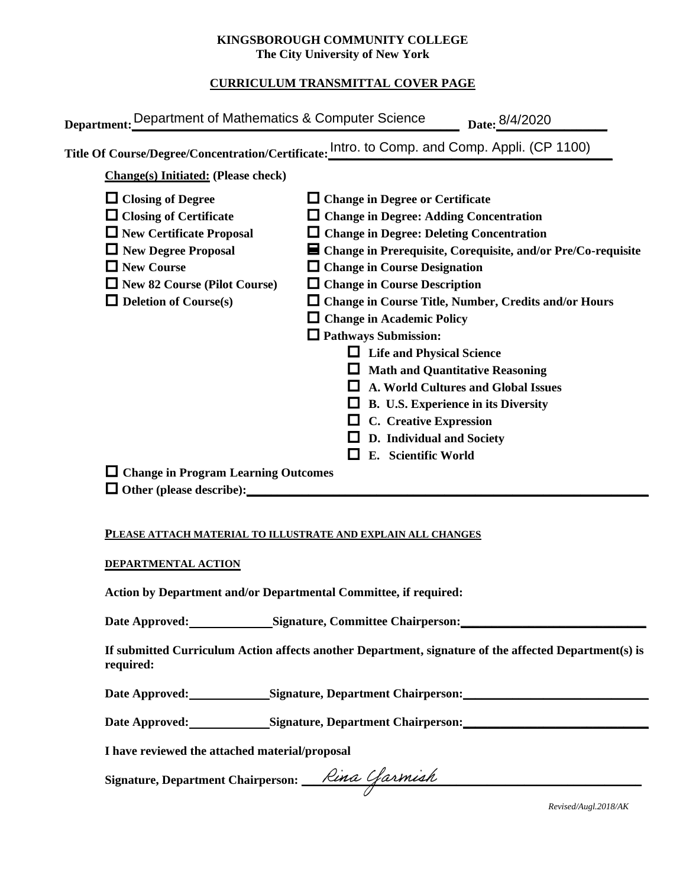**KINGSBOROUGH COMMUNITY COLLEGE**
**The City University of New York**

**CURRICULUM TRANSMITTAL COVER PAGE**

**Department:** Department of Mathematics & Computer Science **Date:** 8/4/2020

**Title Of Course/Degree/Concentration/Certificate:** Intro. to Comp. and Comp. Appli. (CP 1100)

**Change(s) Initiated: (Please check)**

- ☐ **Closing of Degree**
- ☐ **Closing of Certificate**
- ☐ **New Certificate Proposal**
- ☐ **New Degree Proposal**
- ☐ **New Course**
- ☐ **New 82 Course (Pilot Course)**
- ☐ **Deletion of Course(s)**
- ☐ **Change in Degree or Certificate**
- ☐ **Change in Degree: Adding Concentration**
- ☐ **Change in Degree: Deleting Concentration**
- ☒ **Change in Prerequisite, Corequisite, and/or Pre/Co-requisite**
- ☐ **Change in Course Designation**
- ☐ **Change in Course Description**
- ☐ **Change in Course Title, Number, Credits and/or Hours**
- ☐ **Change in Academic Policy**
- ☐ **Pathways Submission:**
  - ☐ **Life and Physical Science**
  - ☐ **Math and Quantitative Reasoning**
  - ☐ **A. World Cultures and Global Issues**
  - ☐ **B. U.S. Experience in its Diversity**
  - ☐ **C. Creative Expression**
  - ☐ **D. Individual and Society**
  - ☐ **E. Scientific World**
- ☐ **Change in Program Learning Outcomes**
- ☐ **Other (please describe):** \_\_\_\_\_\_\_\_\_\_

**PLEASE ATTACH MATERIAL TO ILLUSTRATE AND EXPLAIN ALL CHANGES**

**DEPARTMENTAL ACTION**

**Action by Department and/or Departmental Committee, if required:**

**Date Approved:** \_\_\_\_\_\_\_\_ **Signature, Committee Chairperson:** \_\_\_\_\_\_\_\_

**If submitted Curriculum Action affects another Department, signature of the affected Department(s) is required:**

**Date Approved:** \_\_\_\_\_\_\_\_ **Signature, Department Chairperson:** \_\_\_\_\_\_\_\_

**Date Approved:** \_\_\_\_\_\_\_\_ **Signature, Department Chairperson:** \_\_\_\_\_\_\_\_

**I have reviewed the attached material/proposal**

**Signature, Department Chairperson:** Rina Yarmish

*Revised/Augl.2018/AK*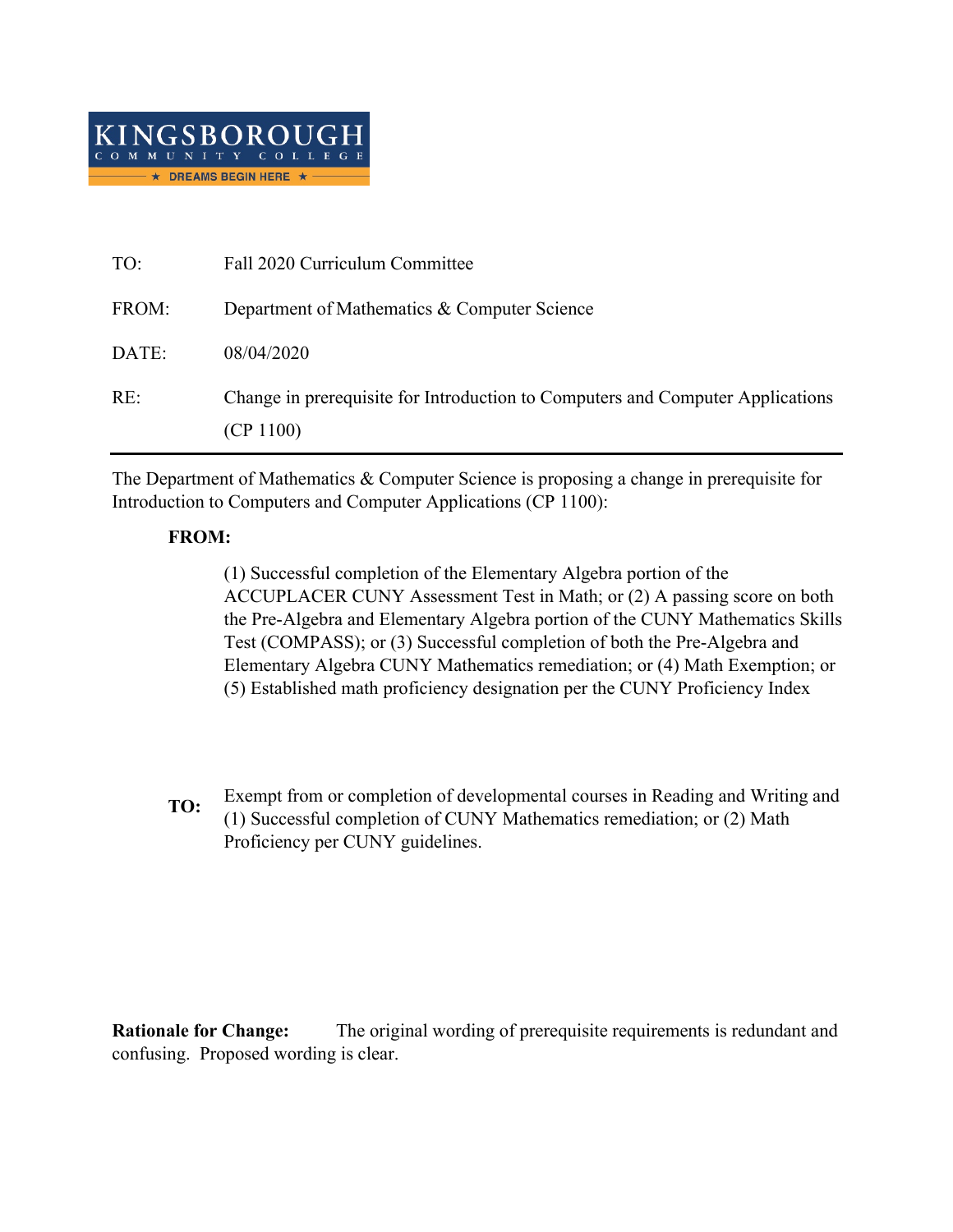KINGSBOROUGH
COMMUNITY COLLEGE
★ DREAMS BEGIN HERE ★

| | |
|---|---|
| TO: | Fall 2020 Curriculum Committee |
| FROM: | Department of Mathematics & Computer Science |
| DATE: | 08/04/2020 |
| RE: | Change in prerequisite for Introduction to Computers and Computer Applications (CP 1100) |

---

The Department of Mathematics & Computer Science is proposing a change in prerequisite for Introduction to Computers and Computer Applications (CP 1100):

**FROM:**

(1) Successful completion of the Elementary Algebra portion of the ACCUPLACER CUNY Assessment Test in Math; or (2) A passing score on both the Pre-Algebra and Elementary Algebra portion of the CUNY Mathematics Skills Test (COMPASS); or (3) Successful completion of both the Pre-Algebra and Elementary Algebra CUNY Mathematics remediation; or (4) Math Exemption; or (5) Established math proficiency designation per the CUNY Proficiency Index

**TO:**

Exempt from or completion of developmental courses in Reading and Writing and (1) Successful completion of CUNY Mathematics remediation; or (2) Math Proficiency per CUNY guidelines.

**Rationale for Change:** The original wording of prerequisite requirements is redundant and confusing. Proposed wording is clear.